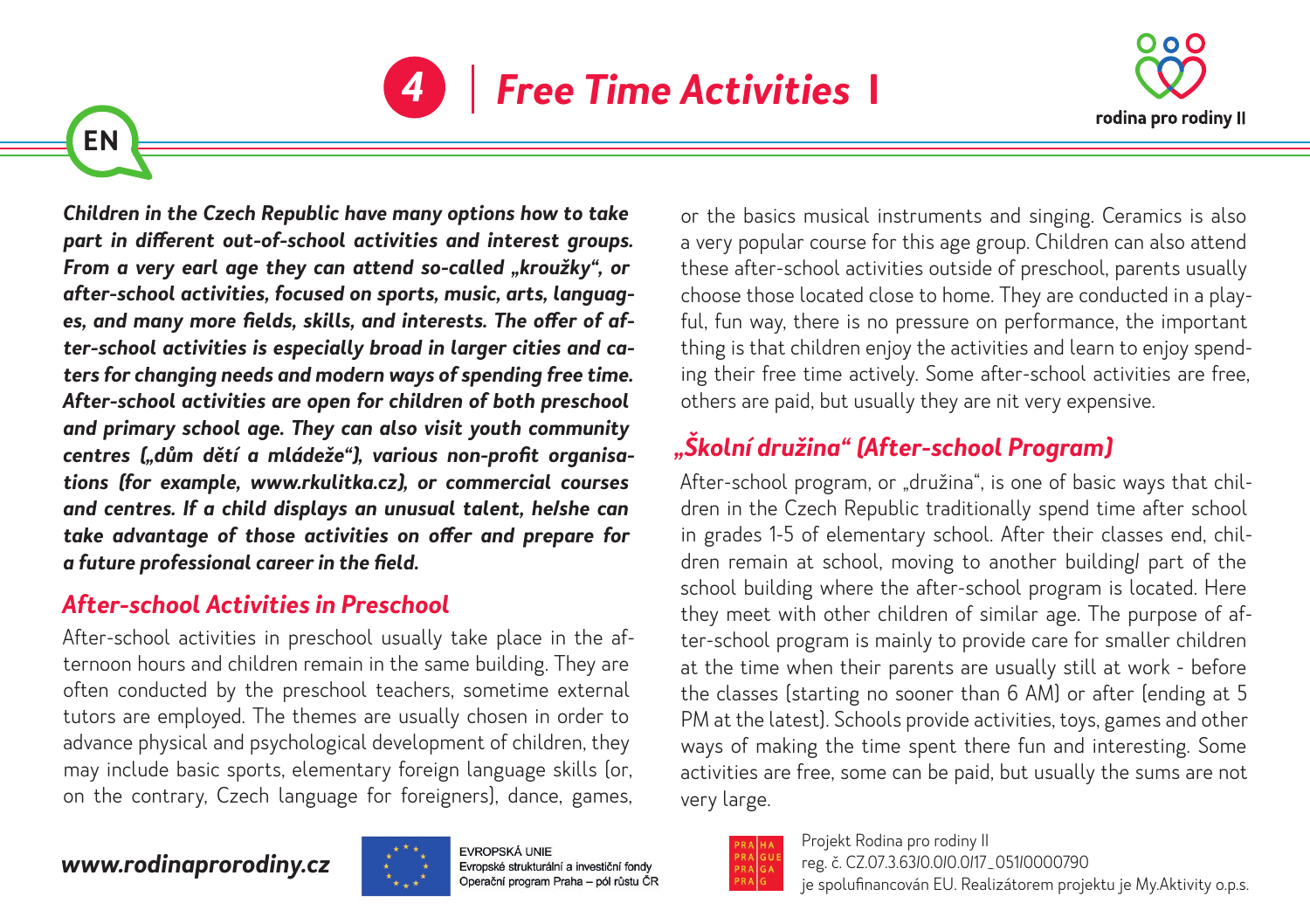# 4 | Free Time Activities I

EN

***Children in the Czech Republic have many options how to take part in different out-of-school activities and interest groups. From a very earl age they can attend so-called „kroužky", or after-school activities, focused on sports, music, arts, languages, and many more fields, skills, and interests. The offer of after-school activities is especially broad in larger cities and caters for changing needs and modern ways of spending free time. After-school activities are open for children of both preschool and primary school age. They can also visit youth community centres („dům dětí a mládeže"), various non-profit organisations (for example, www.rkulitka.cz), or commercial courses and centres. If a child displays an unusual talent, he/she can take advantage of those activities on offer and prepare for a future professional career in the field.***

## After-school Activities in Preschool

After-school activities in preschool usually take place in the afternoon hours and children remain in the same building. They are often conducted by the preschool teachers, sometime external tutors are employed. The themes are usually chosen in order to advance physical and psychological development of children, they may include basic sports, elementary foreign language skills (or, on the contrary, Czech language for foreigners), dance, games, or the basics musical instruments and singing. Ceramics is also a very popular course for this age group. Children can also attend these after-school activities outside of preschool, parents usually choose those located close to home. They are conducted in a playful, fun way, there is no pressure on performance, the important thing is that children enjoy the activities and learn to enjoy spending their free time actively. Some after-school activities are free, others are paid, but usually they are nit very expensive.

## „Školní družina" (After-school Program)

After-school program, or „družina", is one of basic ways that children in the Czech Republic traditionally spend time after school in grades 1-5 of elementary school. After their classes end, children remain at school, moving to another building/ part of the school building where the after-school program is located. Here they meet with other children of similar age. The purpose of after-school program is mainly to provide care for smaller children at the time when their parents are usually still at work - before the classes (starting no sooner than 6 AM) or after (ending at 5 PM at the latest). Schools provide activities, toys, games and other ways of making the time spent there fun and interesting. Some activities are free, some can be paid, but usually the sums are not very large.

*www.rodinaprorodiny.cz*

EVROPSKÁ UNIE
Evropské strukturální a investiční fondy
Operační program Praha – pól růstu ČR

Projekt Rodina pro rodiny II
reg. č. CZ.07.3.63/0.0/0.0/17_051/0000790
je spolufinancován EU. Realizátorem projektu je My.Aktivity o.p.s.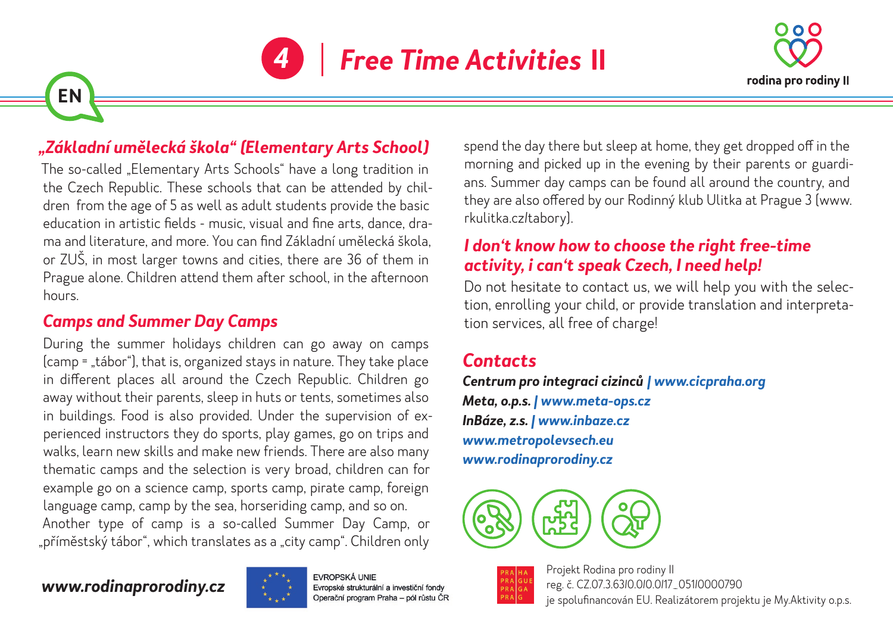# 4 | Free Time Activities II

EN

## „Základní umělecká škola" (Elementary Arts School)

The so-called „Elementary Arts Schools" have a long tradition in the Czech Republic. These schools that can be attended by children from the age of 5 as well as adult students provide the basic education in artistic fields - music, visual and fine arts, dance, drama and literature, and more. You can find Základní umělecká škola, or ZUŠ, in most larger towns and cities, there are 36 of them in Prague alone. Children attend them after school, in the afternoon hours.

## Camps and Summer Day Camps

During the summer holidays children can go away on camps (camp = „tábor"), that is, organized stays in nature. They take place in different places all around the Czech Republic. Children go away without their parents, sleep in huts or tents, sometimes also in buildings. Food is also provided. Under the supervision of experienced instructors they do sports, play games, go on trips and walks, learn new skills and make new friends. There are also many thematic camps and the selection is very broad, children can for example go on a science camp, sports camp, pirate camp, foreign language camp, camp by the sea, horseriding camp, and so on.
Another type of camp is a so-called Summer Day Camp, or „příměstský tábor", which translates as a „city camp". Children only spend the day there but sleep at home, they get dropped off in the morning and picked up in the evening by their parents or guardians. Summer day camps can be found all around the country, and they are also offered by our Rodinný klub Ulitka at Prague 3 (www.rkulitka.cz/tabory).

## I don't know how to choose the right free-time activity, i can't speak Czech, I need help!

Do not hesitate to contact us, we will help you with the selection, enrolling your child, or provide translation and interpretation services, all free of charge!

## Contacts

**Centrum pro integraci cizinců | www.cicpraha.org**
**Meta, o.p.s. | www.meta-ops.cz**
**InBáze, z.s. | www.inbaze.cz**
**www.metropolevsech.eu**
**www.rodinaprorodiny.cz**

**www.rodinaprorodiny.cz**

EVROPSKÁ UNIE
Evropské strukturální a investiční fondy
Operační program Praha – pól růstu ČR

Projekt Rodina pro rodiny II
reg. č. CZ.07.3.63/0.0/0.0/17_051/0000790
je spolufinancován EU. Realizátorem projektu je My.Aktivity o.p.s.